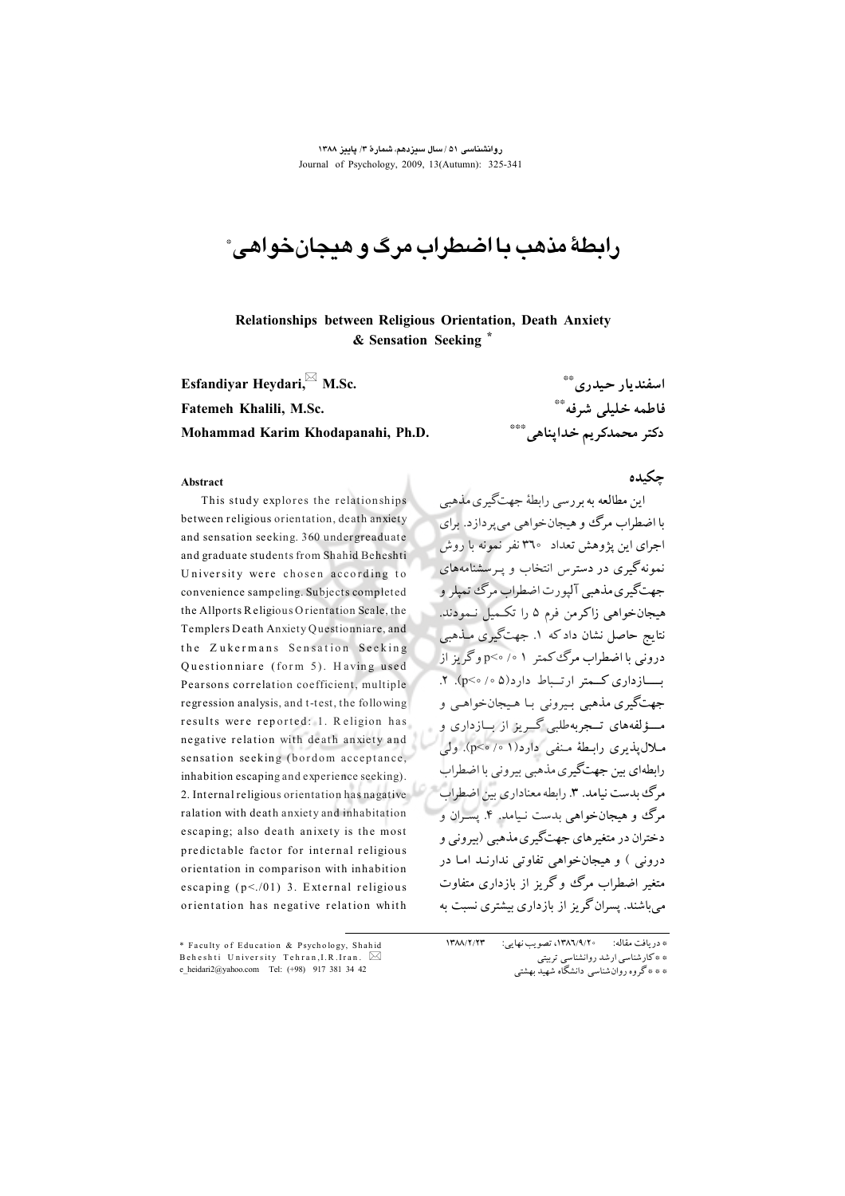# رابطهٔ مذهب با اضطراب مرگ و هیجان‌خواهی*

## Relationships between Religious Orientation, Death Anxiety & Sensation Seeking *

اسفندیار حیدری**
فاطمه خلیلی شرفه**
دکتر محمدکریم خداپناهی***

Esfandiyar Heydari, M.Sc.
Fatemeh Khalili, M.Sc.
Mohammad Karim Khodapanahi, Ph.D.

### چکیده

این مطالعه به بررسی رابطهٔ جهت‌گیری مذهبی با اضطراب مرگ و هیجان‌خواهی می‌پردازد. برای اجرای این پژوهش تعداد ۳۶۰ نفر نمونه با روش نمونه‌گیری در دسترس انتخاب و پرسشنامه‌های جهت‌گیری مذهبی آلپورت اضطراب مرگ تمپلر و هیجان‌خواهی زاکرمن فرم ۵ را تکمیل نمودند. نتایج حاصل نشان داد که ۱. جهت‌گیری مذهبی درونی با اضطراب مرگ کمتر ۰/۰۱>p و گریز از بازداری کمتر ارتباط دارد(۰/۰۵>p). ۲. جهت‌گیری مذهبی بیرونی با هیجان‌خواهی و مؤلفه‌های تجربه‌طلبی گریز از بازداری و ملال‌پذیری رابطهٔ منفی دارد(۰/۰۱>p). ولی رابطه‌ای بین جهت‌گیری مذهبی بیرونی با اضطراب مرگ بدست نیامد. ۳. رابطه معناداری بین اضطراب مرگ و هیجان‌خواهی بدست نیامد. ۴. پسران و دختران در متغیرهای جهت‌گیری مذهبی (بیرونی و درونی) و هیجان‌خواهی تفاوتی ندارند اما در متغیر اضطراب مرگ و گریز از بازداری متفاوت می‌باشند. پسران گریز از بازداری بیشتری نسبت به

### Abstract

This study explores the relationships between religious orientation, death anxiety and sensation seeking. 360 undergraduate and graduate students from Shahid Beheshti University were chosen according to convenience sampeling. Subjects completed the Allports Religious Orientation Scale, the Templers Death Anxiety Questionniare, and the Zukermans Sensation Seeking Questionniare (form 5). Having used Pearsons correlation coefficient, multiple regression analysis, and t-test, the following results were reported: 1. Religion has negative relation with death anxiety and sensation seeking (bordom acceptance, inhabition escaping and experience seeking). 2. Internal religious orientation has negative ralation with death anxiety and inhabitation escaping; also death anixety is the most predictable factor for internal religious orientation in comparison with inhabition escaping ($p<.01$) 3. External religious orientation has negative relation whith

---

* دریافت مقاله: ۱۳۸۶/۹/۲۰، تصویب نهایی: ۱۳۸۸/۲/۲۳
** کارشناسی ارشد روانشناسی تربیتی
*** گروه روان‌شناسی دانشگاه شهید بهشتی

* Faculty of Education & Psychology, Shahid Beheshti University Tehran,I.R.Iran. e_heidari2@yahoo.com Tel: (+98) 917 381 34 42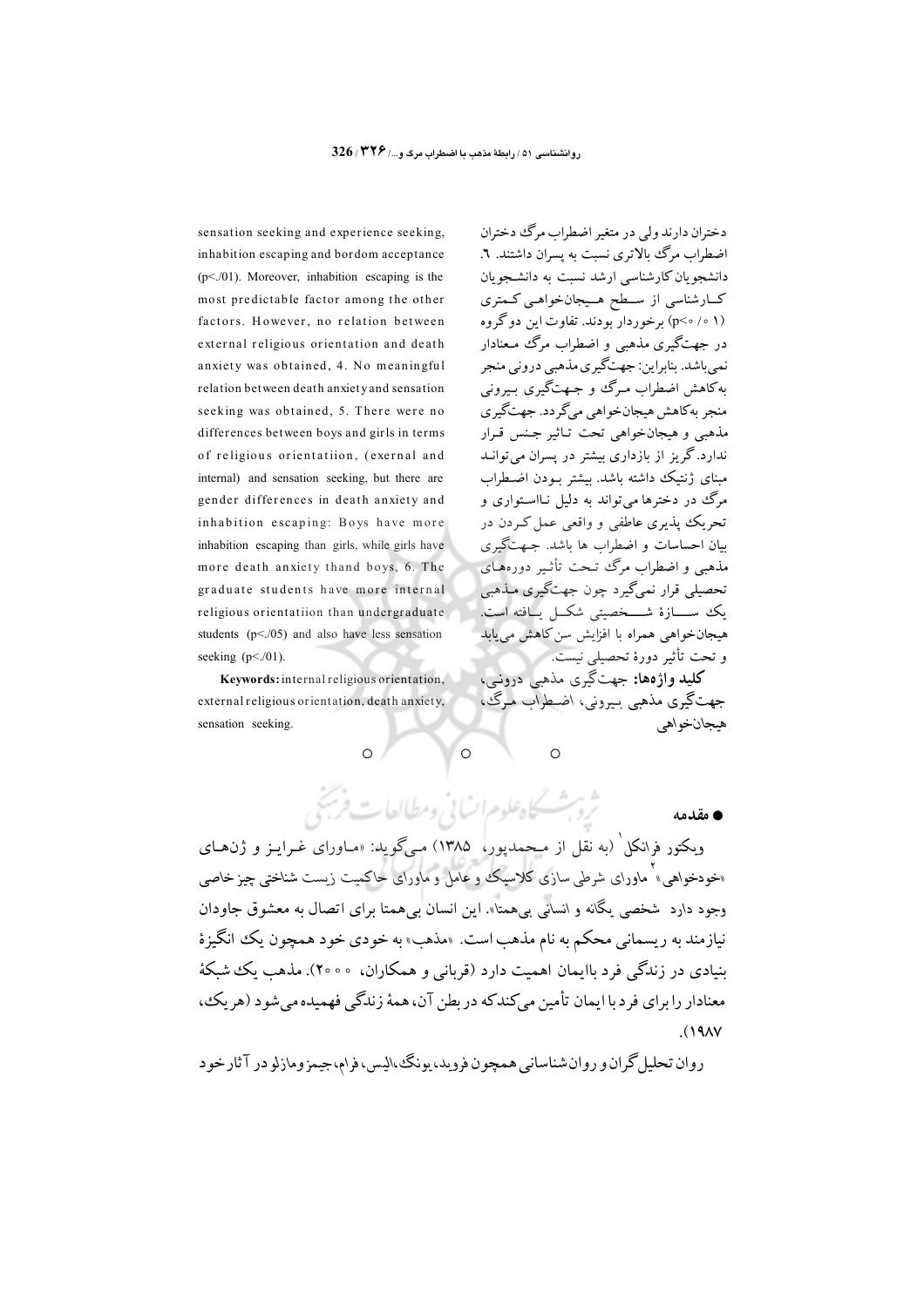دختران دارند ولی در متغیر اضطراب مرگ دختران اضطراب مرگ بالاتری نسبت به پسران داشتند. ۶. دانشجویان کارشناسی ارشد نسبت به دانشجویان کـارشناسی از سـطح هـیجان‌خواهی کـمتری (p<۰/۰۱) برخوردار بودند. تفاوت این دو گروه در جهت‌گیری مذهبی و اضطراب مرگ معنادار نمی‌باشد. بنابراین: جهت‌گیری مذهبی درونی منجر به‌کاهش اضطراب مـرگ و جـهت‌گیری بـیرونی منجر به‌کاهش هیجان‌خواهی می‌گردد. جهت‌گیری مذهبی و هیجان‌خواهی تحت تـاثیر جـنس قـرار ندارد. گریز از بازداری بیشتر در پسران می‌توانـد مبنای ژنتیک داشته باشد. بیشتر بـودن اضـطراب مرگ در دخترها می‌تواند به دلیل نـااستواری و تحریک پذیری عاطفی و واقعی عمل کـردن در بیان احساسات و اضطراب ها باشد. جـهت‌گیری مذهبی و اضطراب مرگ تـحت تأثیر دوره‌های تحصیلی قرار نمی‌گیرد چون جهت‌گیری مـذهبی یک سـازهٔ شـخصیتی شکـل یـافته است. هیجان‌خواهی همراه با افزایش سن کاهش می‌یابد و تحت تأثیر دورهٔ تحصیلی نیست.

**کلید واژه‌ها:** جهت‌گیری مذهبی درونی، جهت‌گیری مذهبی بـیرونی، اضـطراب مـرگ، هیجان‌خواهی

sensation seeking and experience seeking, inhabition escaping and bordom acceptance ($p<.01$). Moreover, inhabition escaping is the most predictable factor among the other factors. However, no relation between external religious orientation and death anxiety was obtained, 4. No meaningful relation between death anxiety and sensation seeking was obtained, 5. There were no differences between boys and girls in terms of religious orientatiion, (exernal and internal) and sensation seeking, but there are gender differences in death anxiety and inhabition escaping: Boys have more inhabition escaping than girls, while girls have more death anxiety thand boys, 6. The graduate students have more internal religious orientatiion than undergraduate students ($p<.05$) and also have less sensation seeking ($p<.01$).

**Keywords:** internal religious orientation, external religious orientation, death anxiety, sensation seeking.

○ ○ ○

## ● مقدمه

ویکتور فرانکل[1] (به نقل از محمدپور، ۱۳۸۵) مـی‌گوید: «مـاورای غـرایـز و ژن‌هـای «خودخواهی»[2] ماورای شرطی سازی کلاسیک و عامل و ماورای حاکمیت زیست شناختی چیز خاصی وجود دارد شخصی یگانه و انسانی بی‌همتا». این انسان بی‌همتا برای اتصال به معشوق جاودان نیازمند به ریسمانی محکم به نام مذهب است. «مذهب» به خودی خود همچون یک انگیزهٔ بنیادی در زندگی فرد باایمان اهمیت دارد (قربانی و همکاران، ۲۰۰۰). مذهب یک شبکهٔ معنادار را برای فرد با ایمان تأمین می‌کندکه در بطن آن، همهٔ زندگی فهمیده می‌شود (هریک، ۱۹۸۷).

روان تحلیل‌گران و روان شناسانی همچون فروید، یونگ، الیس، فرام، جیمز و مازلو در آثار خود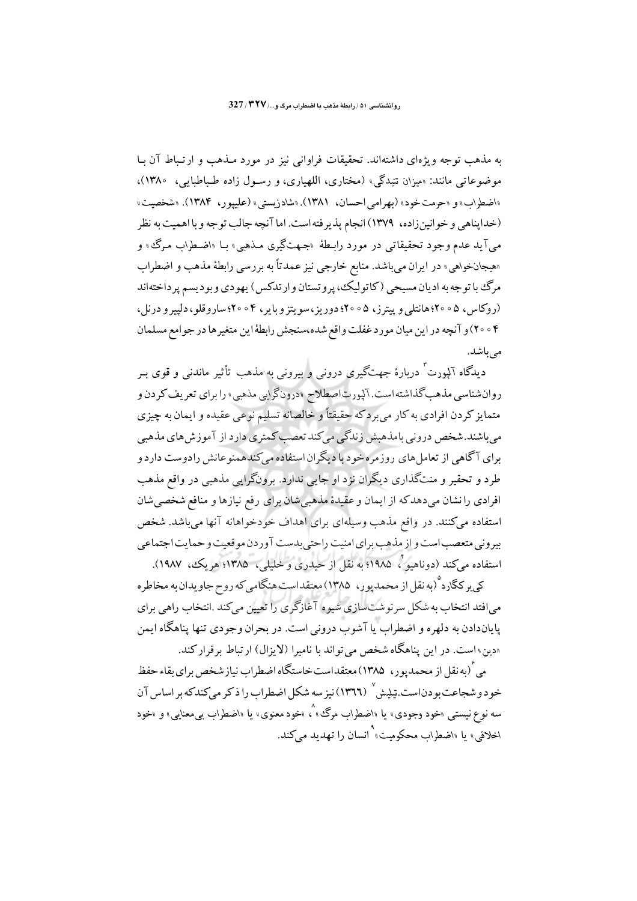به مذهب توجه ویژه‌ای داشته‌اند. تحقیقات فراوانی نیز در مورد مـذهب و ارتـباط آن بـا موضوعاتی مانند: «میزان تنیدگی» (مختاری، اللهیاری، و رسـول زاده طـباطبایی، ۱۳۸۰)، «اضطراب» و «حرمت خود» (بهرامی احسان، ۱۳۸۱). «شادزیستی» (علیپور، ۱۳۸۴). «شخصیت» (خداپناهی و خوانین‌زاده، ۱۳۷۹) انجام پذیرفته است. اما آنچه جالب توجه و با اهمیت به نظر می‌آید عدم وجود تحقیقاتی در مورد رابـطهٔ «جـهت‌گیری مـذهبی» بـا «اضـطراب مـرگ» و «هیجان‌خواهی» در ایران می‌باشد. منابع خارجی نیز عمدتاً به بررسی رابطهٔ مذهب و اضطراب مرگ با توجه به ادیان مسیحی (کاتولیک، پروتستان و ارتدکس) یهودی و بودیسم پرداخته‌اند (روکاس، ۲۰۰۵؛ هانتلی و پیترز، ۲۰۰۵؛ دوریز، سویتز و بایر، ۲۰۰۴؛ ساروقلو، دلپیر و درنل، ۲۰۰۴) و آنچه در این میان مورد غفلت واقع شده، سنجش رابطهٔ این متغیرها در جوامع مسلمان می‌باشد.

دیدگاه آلپورت[3] دربارهٔ جهت‌گیری درونی و بیرونی به مذهب تأثیر ماندنی و قوی بـر روان‌شناسی مذهب گذاشته است. آلپورت اصطلاح «درون‌گرایی مذهبی» را برای تعریف کردن و متمایز کردن افرادی به کار می‌برد که حقیقتاً و خالصانه تسلیم نوعی عقیده و ایمان به چیزی می‌باشند. شخص درونی با مذهبش زندگی می‌کند تعصب کمتری دارد از آموزش‌های مذهبی برای آگاهی از تعامل‌های روزمره خود با دیگران استفاده می‌کند همنوعانش را دوست دارد و طرد و تحقیر و منت‌گذاری دیگران نزد او جایی ندارد. برون‌گرایی مذهبی در واقع مذهب افرادی را نشان می‌دهد که از ایمان و عقیدهٔ مذهبی‌شان برای رفع نیازها و منافع شخصی‌شان استفاده می‌کنند. در واقع مذهب وسیله‌ای برای اهداف خودخواهانه آنها می‌باشد. شخص بیرونی متعصب است و از مذهب برای امنیت راحتی بدست آوردن موقعیت و حمایت اجتماعی استفاده می‌کند (دوناهیو[4]، ۱۹۸۵؛ به نقل از حیدری و خلیلی، ۱۳۸۵؛ هریک، ۱۹۸۷).

کی‌یرکگارد[5] (به نقل از محمدپور، ۱۳۸۵) معتقد است هنگامی که روح جاویدان به مخاطره می‌افتد انتخاب به شکل سرنوشت‌سازی شیوه آغازگری را تعیین می‌کند. انتخاب راهی برای پایان‌دادن به دلهره و اضطراب یا آشوب درونی است. در بحران وجودی تنها پناهگاه ایمن «دین» است. در این پناهگاه شخص می‌تواند با نامیرا (لایزال) ارتباط برقرار کند.

می[6] (به نقل از محمدپور، ۱۳۸۵) معتقد است خاستگاه اضطراب نیاز شخص برای بقاء حفظ خود و شجاعت بودن است. تیلیش[7] (۱۳۶۶) نیز سه شکل اضطراب را ذکر می‌کند که بر اساس آن سه نوع نیستی «خود وجودی» یا «اضطراب مرگ»[8]، «خود معنوی» یا «اضطراب بی‌معنایی» و «خود اخلاقی» یا «اضطراب محکومیت»[9] انسان را تهدید می‌کند.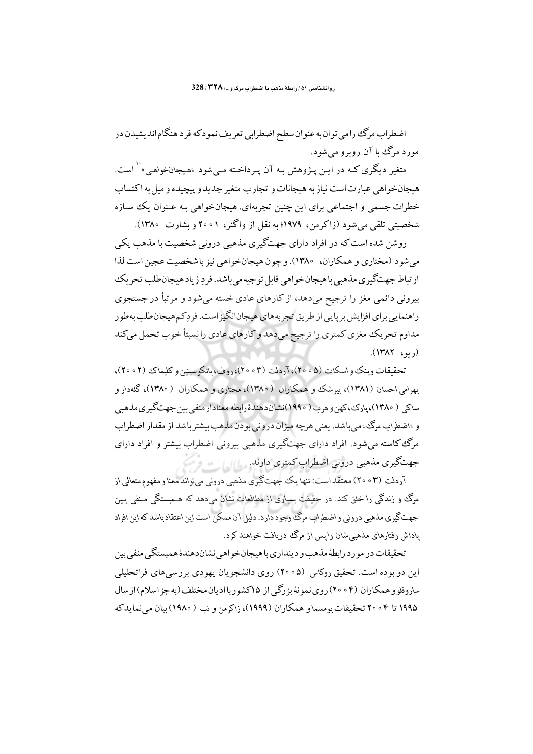اضطراب مرگ را می‌توان به عنوان سطح اضطرابی تعریف نمود که فرد هنگام اندیشیدن در مورد مرگ با آن روبرو می‌شود.

متغیر دیگری که در این پژوهش به آن پرداخته می‌شود «هیجان‌خواهی»[10] است. هیجان‌خواهی عبارت است نیاز به هیجانات و تجارب متغیر جدید و پیچیده و میل به اکتساب خطرات جسمی و اجتماعی برای این چنین تجربه‌ای. هیجان‌خواهی به عنوان یک سازه شخصیتی تلقی می‌شود (زاکرمن، ۱۹۷۹؛ به نقل از واگنر، ۲۰۰۱ و بشارت ۱۳۸۰).

روشن شده است که در افراد دارای جهت‌گیری مذهبی درونی شخصیت با مذهب یکی می‌شود (مختاری و همکاران، ۱۳۸۰). و چون هیجان‌خواهی نیز با شخصیت عجین است لذا ارتباط جهت‌گیری مذهبی با هیجان‌خواهی قابل توجیه می‌باشد. فردِ زیاد هیجان‌طلب تحریک بیرونی دائمی مغز را ترجیح می‌دهد، از کارهای عادی خسته می‌شود و مرتباً در جستجوی راهنمایی برای افزایش برپایی از طریق تجربه‌های هیجان‌انگیز است. فردِ کم‌هیجان‌طلب به‌طور مداوم تحریک مغزی کمتری را ترجیح می‌دهد و کارهای عادی را نسبتاً خوب تحمل می‌کند (ریو، ۱۳۸۲).

تحقیقات وینک و اسکات (۲۰۰۵)، آردلت (۲۰۰۳)، روف، باتکوسینین و کلیماک (۲۰۰۲)، بهرامی احسان (۱۳۸۱)، بیرشک و همکاران (۱۳۸۰)، مختاری و همکاران (۱۳۸۰)، گله‌دار و ساکی (۱۳۸۰)، پارک، کهن و هرب (۱۹۹۰) نشان‌دهندهٔ رابطه معنادار منفی بین جهت‌گیری مذهبی و «اضطراب مرگ» می‌باشد. یعنی هرچه میزان درونی بودن مذهب بیشتر باشد از مقدار اضطراب مرگ کاسته می‌شود. افراد دارای جهت‌گیری مذهبی بیرونی اضطراب بیشتر و افراد دارای جهت‌گیری مذهبی درونی اضطراب کمتری دارند.

آردلت (۲۰۰۳) معتقد است: تنها یک جهت‌گیری مذهبی درونی می‌تواند معنا و مفهوم متعالی از مرگ و زندگی را خلق کند. در حقیقت بسیاری از مطالعات نشان می‌دهد که همبستگی منفی بین جهت‌گیری مذهبی درونی و اضطراب مرگ وجود دارد. دلیل آن ممکن است این اعتقاد باشد که این افراد پاداش رفتارهای مذهبی‌شان را پس از مرگ دریافت خواهند کرد.

تحقیقات در مورد رابطهٔ مذهب و دینداری با هیجان‌خواهی نشان‌دهندهٔ همبستگی منفی بین این دو بوده است. تحقیق روکاس (۲۰۰۵) روی دانشجویان یهودی بررسی‌های فراتحلیلی ساروقلو و همکاران (۲۰۰۴) روی نمونهٔ بزرگی از ۱۵ کشور با ادیان مختلف (به جز اسلام) از سال ۱۹۹۵ تا ۲۰۰۴ تحقیقات بومسما و همکاران (۱۹۹۹)، زاکرمن و نب (۱۹۸۰) بیان می‌نماید که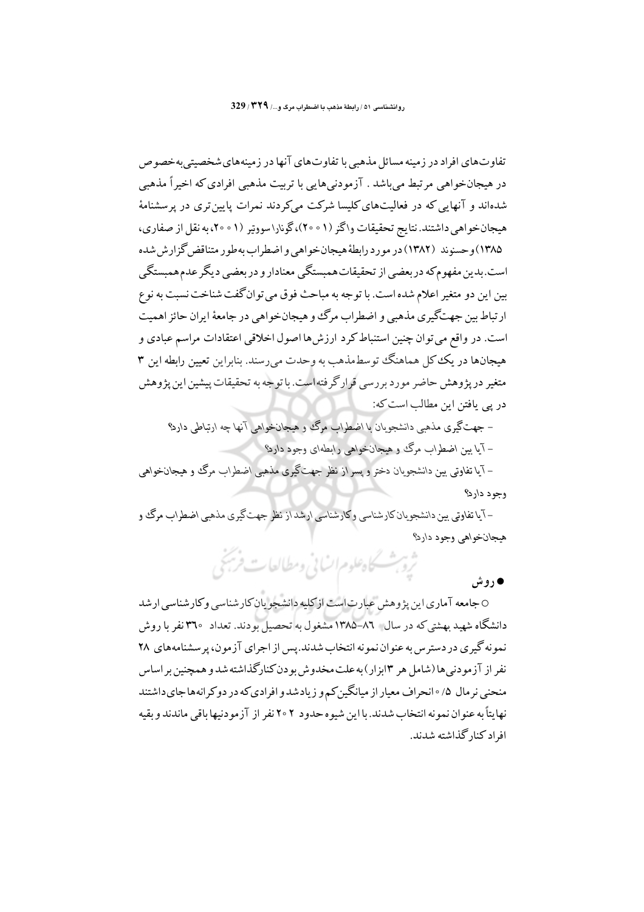تفاوت‌های افراد در زمینه مسائل مذهبی با تفاوت‌های آنها در زمینه‌های شخصیتی به‌خصوص در هیجان‌خواهی مرتبط می‌باشد. آزمودنی‌هایی با تربیت مذهبی افرادی که اخیراً مذهبی شده‌اند و آنهایی که در فعالیت‌های کلیسا شرکت می‌کردند نمرات پایین‌تری در پرسشنامهٔ هیجان‌خواهی داشتند. نتایج تحقیقات واگز (۲۰۰۱)، گونارا سوویتر (۲۰۰۱، به نقل از صفاری، ۱۳۸۵) وحسنوند (۱۳۸۲) در مورد رابطهٔ هیجان‌خواهی و اضطراب به‌طور متناقض گزارش شده است. بدین مفهوم که در بعضی از تحقیقات همبستگی معنادار و در بعضی دیگر عدم همبستگی بین این دو متغیر اعلام شده است. با توجه به مباحث فوق می‌توان گفت شناخت نسبت به نوع ارتباط بین جهت‌گیری مذهبی و اضطراب مرگ و هیجان‌خواهی در جامعهٔ ایران حائز اهمیت است. در واقع می‌توان چنین استنباط کرد ارزش‌ها اصول اخلاقی اعتقادات مراسم عبادی و هیجان‌ها در یک کل هماهنگ توسط مذهب به وحدت می‌رسند. بنابراین تعیین رابطه این ۳ متغیر در پژوهش حاضر مورد بررسی قرار گرفته است. با توجه به تحقیقات پیشین این پژوهش در پی یافتن این مطالب است که:

- جهت‌گیری مذهبی دانشجویان با اضطراب مرگ و هیجان‌خواهی آنها چه ارتباطی دارد؟
- آیا بین اضطراب مرگ و هیجان‌خواهی رابطه‌ای وجود دارد؟
- آیا تفاوتی بین دانشجویان دختر و پسر از نظر جهت‌گیری مذهبی اضطراب مرگ و هیجان‌خواهی وجود دارد؟
- آیا تفاوتی بین دانشجویان کارشناسی و کارشناسی ارشد از نظر جهت‌گیری مذهبی اضطراب مرگ و هیجان‌خواهی وجود دارد؟

## ● روش

○ جامعه آماری این پژوهش عبارت است از کلیه دانشجویان کارشناسی و کارشناسی ارشد دانشگاه شهید بهشتی که در سال ۸۶-۱۳۸۵ مشغول به تحصیل بودند. تعداد ۳۶۰ نفر با روش نمونه گیری در دسترس به عنوان نمونه انتخاب شدند. پس از اجرای آزمون، پرسشنامه‌های ۲۸ نفر از آزمودنی‌ها (شامل هر ۳ ابزار) به علت مخدوش بودن کنارگذاشته شد و همچنین بر اساس منحنی نرمال ۰/۵ انحراف معیار از میانگین کم و زیاد شد و افرادی که در دوکرانه‌ها جای داشتند نهایتاً به عنوان نمونه انتخاب شدند. با این شیوه حدود ۲۰۲ نفر از آزمودنیها باقی ماندند و بقیه افراد کنار گذاشته شدند.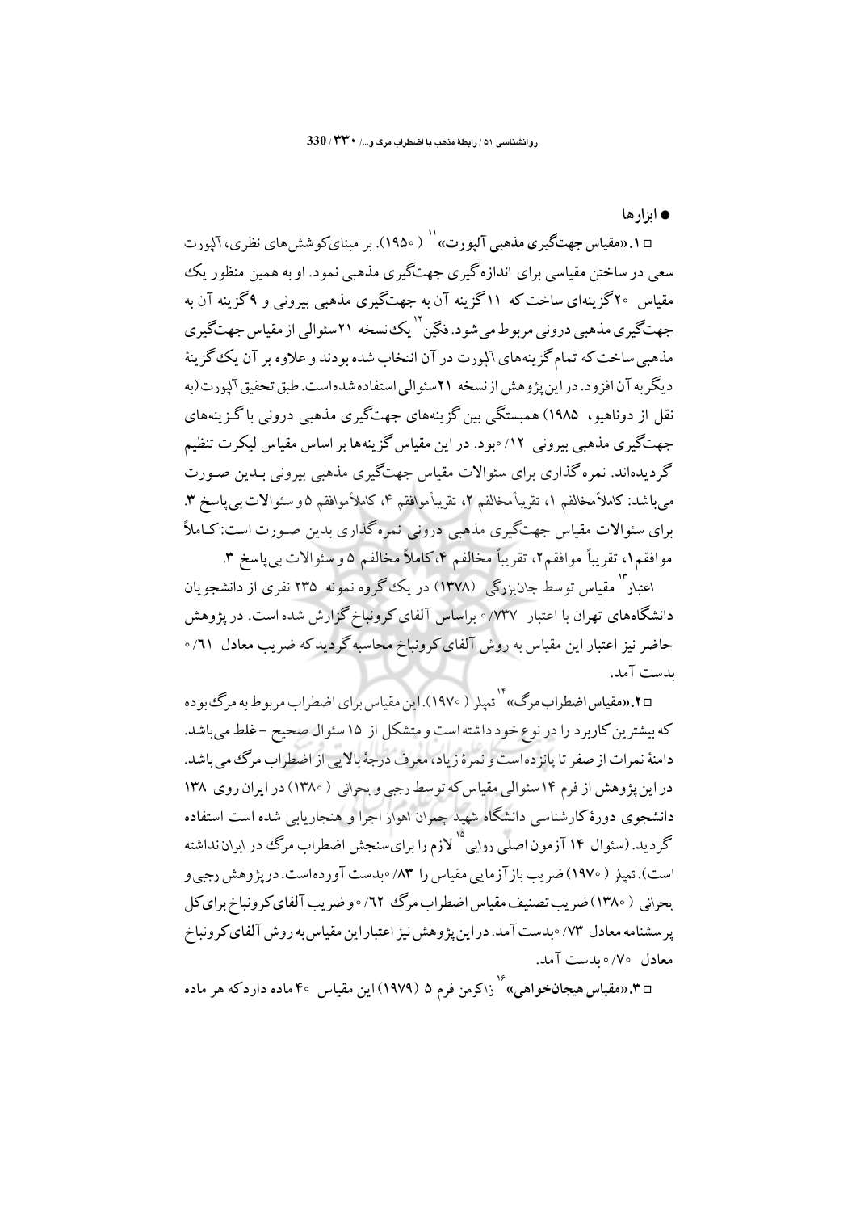● **ابزارها**

□ **۱. «مقیاس جهت‌گیری مذهبی آلپورت»**[11] (۱۹۵۰). بر مبنای کوشش‌های نظری، آلپورت سعی در ساختن مقیاسی برای اندازه‌گیری جهت‌گیری مذهبی نمود. او به همین منظور یک مقیاس ۲۰ گزینه‌ای ساخت که ۱۱ گزینه آن به جهت‌گیری مذهبی بیرونی و ۹ گزینه آن به جهت‌گیری مذهبی درونی مربوط می‌شود. فگین[12] یک نسخه ۲۱ سئوالی از مقیاس جهت‌گیری مذهبی ساخت که تمام گزینه‌های آلپورت در آن انتخاب شده بودند و علاوه بر آن یک گزینهٔ دیگر به آن افزود. در این پژوهش از نسخه ۲۱ سئوالی استفاده شده‌است. طبق تحقیق آلپورت (به نقل از دوناهیو، ۱۹۸۵) همبستگی بین گزینه‌های جهت‌گیری مذهبی درونی با گزینه‌های جهت‌گیری مذهبی بیرونی ۰/۱۲ بود. در این مقیاس گزینه‌ها بر اساس مقیاس لیکرت تنظیم گردیده‌اند. نمره گذاری برای سئوالات مقیاس جهت‌گیری مذهبی بیرونی بدین صورت می‌باشد: کاملاً مخالفم ۱، تقریباً مخالفم ۲، تقریباً موافقم ۴، کاملاً موافقم ۵ و سئوالات بی پاسخ ۳. برای سئوالات مقیاس جهت‌گیری مذهبی درونی نمره گذاری بدین صورت است: کاملاً موافقم ۱، تقریباً موافقم ۲، تقریباً مخالفم ۴، کاملاً مخالفم ۵ و سئوالات بی پاسخ ۳.

اعتبار[13] مقیاس توسط جان‌بزرگی (۱۳۷۸) در یک گروه نمونه ۲۳۵ نفری از دانشجویان دانشگاه‌های تهران با اعتبار ۰/۷۳۷ براساس آلفای کرونباخ گزارش شده است. در پژوهش حاضر نیز اعتبار این مقیاس به روش آلفای کرونباخ محاسبه گردید که ضریب معادل ۰/۶۱ بدست آمد.

□ **۲. «مقیاس اضطراب مرگ»**[14] تمپلر (۱۹۷۰). این مقیاس برای اضطراب مربوط به مرگ بوده که بیشترین کاربرد را در نوع خود داشته است و متشکل از ۱۵ سئوال صحیح - غلط می‌باشد. دامنهٔ نمرات از صفر تا پانزده است و نمرهٔ زیاد، معرف درجهٔ بالایی از اضطراب مرگ می‌باشد. در این پژوهش از فرم ۱۴ سئوالی مقیاس که توسط رجبی و بحرانی (۱۳۸۰) در ایران روی ۱۳۸ دانشجوی دورهٔ کارشناسی دانشگاه شهید چمران اهواز اجرا و هنجاریابی شده است استفاده گردید. (سئوال ۱۴ آزمون اصلی روایی[15] لازم را برای سنجش اضطراب مرگ در ایران نداشته است). تمپلر (۱۹۷۰) ضریب بازآزمایی مقیاس را ۰/۸۳ بدست آورده است. در پژوهش رجبی و بحرانی (۱۳۸۰) ضریب تصنیف مقیاس اضطراب مرگ ۰/۶۲ و ضریب آلفای کرونباخ برای کل پرسشنامه معادل ۰/۷۳ بدست آمد. در این پژوهش نیز اعتبار این مقیاس به روش آلفای کرونباخ معادل ۰/۷۰ بدست آمد.

□ **۳. «مقیاس هیجان‌خواهی»**[16] زاکرمن فرم ۵ (۱۹۷۹) این مقیاس ۴۰ ماده دارد که هر ماده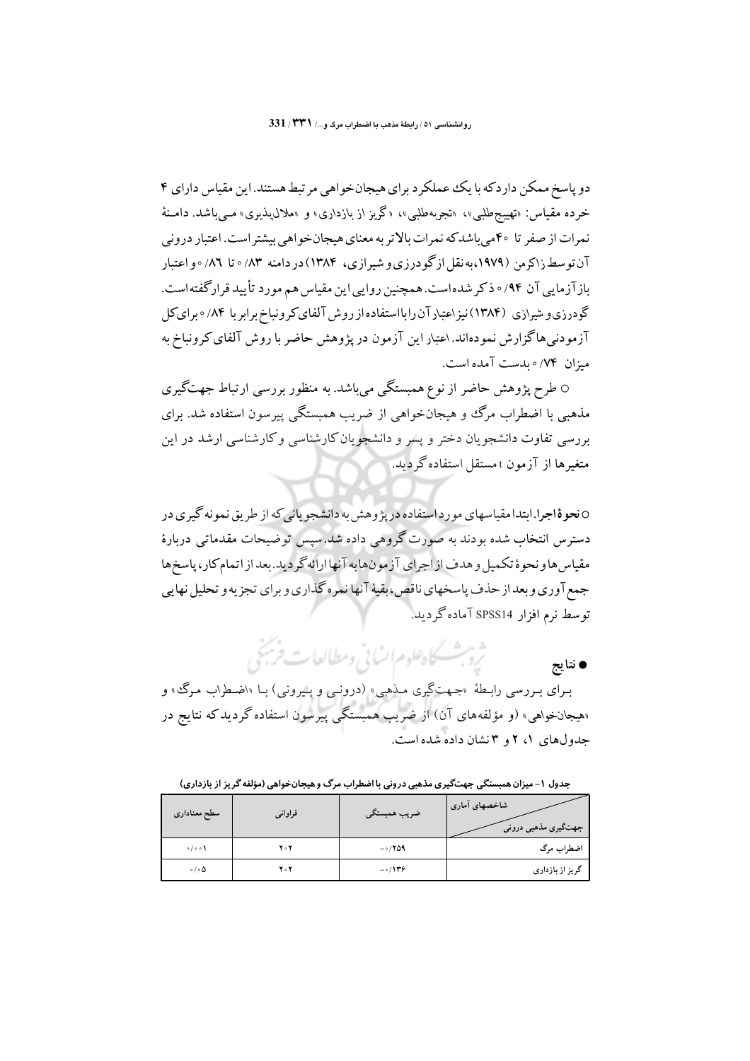دو پاسخ ممکن دارد که با یک عملکرد برای هیجان‌خواهی مرتبط هستند. این مقیاس دارای ۴ خرده مقیاس: «تهییج‌طلبی»، «تجربه‌طلبی»، «گریز از بازداری» و «ملال‌پذیری» می‌باشد. دامنهٔ نمرات از صفر تا ۴۰ می‌باشد که نمرات بالاتر به معنای هیجان‌خواهی بیشتر است. اعتبار درونی آن توسط زاکرمن (۱۹۷۹، به نقل از گودرزی و شیرازی، ۱۳۸۴) در دامنه ۰/۸۳ تا ۰/۸۶ و اعتبار بازآزمایی آن ۰/۹۴ ذکر شده است. همچنین روایی این مقیاس هم مورد تأیید قرار گرفته است. گودرزی و شیرازی (۱۳۸۴) نیز اعتبار آن را با استفاده از روش آلفای کرونباخ برابر با ۰/۸۴ برای کل آزمودنی‌ها گزارش نموده‌اند. اعتبار این آزمون در پژوهش حاضر با روش آلفای کرونباخ به میزان ۰/۷۴ بدست آمده است.

○ طرح پژوهش حاضر از نوع همبستگی می‌باشد. به منظور بررسی ارتباط جهت‌گیری مذهبی با اضطراب مرگ و هیجان‌خواهی از ضریب همبستگی پیرسون استفاده شد. برای بررسی تفاوت دانشجویان دختر و پسر و دانشجویان کارشناسی و کارشناسی ارشد در این متغیرها از آزمون t مستقل استفاده گردید.

○ **نحوهٔ اجرا**. ابتدا مقیاسهای مورد استفاده در پژوهش به دانشجویانی که از طریق نمونه‌گیری در دسترس انتخاب شده بودند به صورت گروهی داده شد. سپس توضیحات مقدماتی دربارهٔ مقیاس‌ها و نحوهٔ تکمیل و هدف از اجرای آزمون‌ها به آنها ارائه گردید. بعد از اتمام کار، پاسخ‌ها جمع‌آوری و بعد از حذف پاسخهای ناقص، بقیهٔ آنها نمره‌گذاری و برای تجزیه و تحلیل نهایی توسط نرم افزار SPSS14 آماده گردید.

## ● نتایج

برای بررسی رابطهٔ «جهت‌گیری مذهبی» (درونی و بیرونی) با «اضطراب مرگ» و «هیجان‌خواهی» (و مؤلفه‌های آن) از ضریب همبستگی پیرسون استفاده گردید که نتایج در جدول‌های ۱، ۲ و ۳ نشان داده شده است.

**جدول ۱ - میزان همبستگی جهت‌گیری مذهبی درونی با اضطراب مرگ و هیجان‌خواهی (مؤلفه گریز از بازداری)**

| شاخصهای آماری / جهت‌گیری مذهبی درونی | ضریب همبستگی | فراوانی | سطح معناداری |
|---|---|---|---|
| اضطراب مرگ | ۰/۲۵۹- | ۲۰۲ | ۰/۰۰۱ |
| گریز از بازداری | ۰/۱۳۶- | ۲۰۲ | ۰/۰۵ |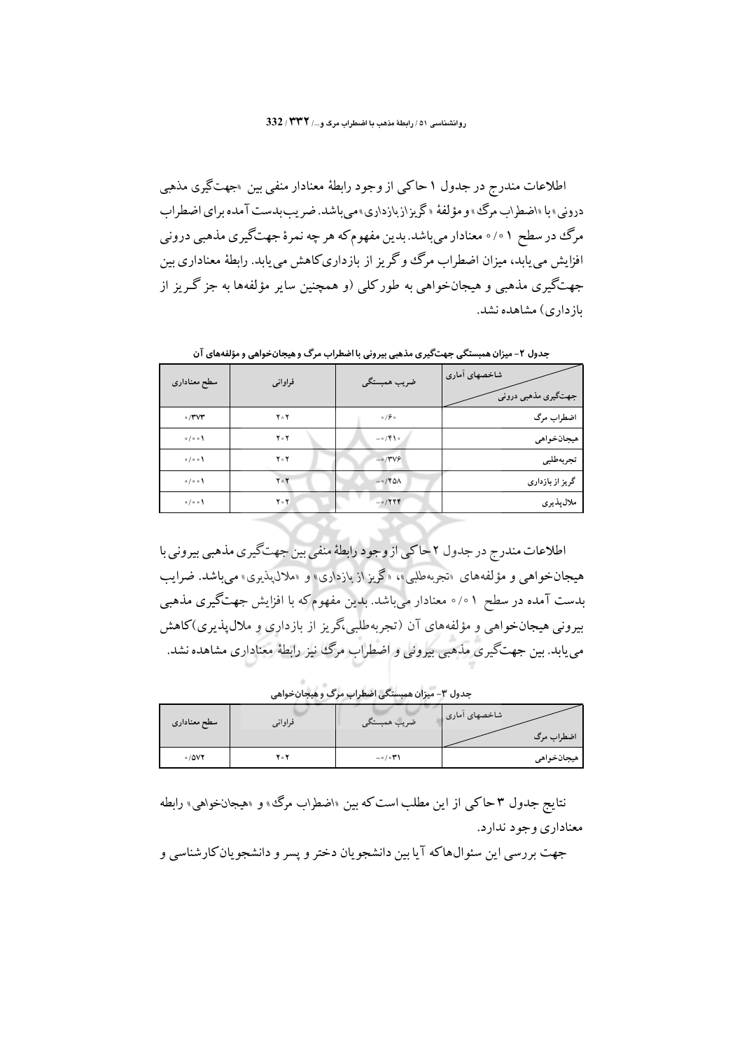اطلاعات مندرج در جدول ۱ حاکی از وجود رابطهٔ معنادار منفی بین «جهت‌گیری مذهبی درونی» با «اضطراب مرگ» و مؤلفهٔ «گریز از بازداری» می‌باشد. ضریب بدست آمده برای اضطراب مرگ در سطح ۰/۰۱ معنادار می‌باشد. بدین مفهوم که هر چه نمرهٔ جهت‌گیری مذهبی درونی افزایش می‌یابد، میزان اضطراب مرگ و گریز از بازداری کاهش می‌یابد. رابطهٔ معناداری بین جهت‌گیری مذهبی و هیجان‌خواهی به طور کلی (و همچنین سایر مؤلفه‌ها به جز گریز از بازداری) مشاهده نشد.

**جدول ۲- میزان همبستگی جهت‌گیری مذهبی بیرونی با اضطراب مرگ و هیجان‌خواهی و مؤلفه‌های آن**

| شاخصهای آماری / جهت‌گیری مذهبی درونی | ضریب همبستگی | فراوانی | سطح معناداری |
|---|---|---|---|
| اضطراب مرگ | ۰/۶۰ | ۲۰۲ | ۰/۳۷۳ |
| هیجان‌خواهی | -۰/۴۱۰ | ۲۰۲ | ۰/۰۰۱ |
| تجربه‌طلبی | -۰/۳۷۶ | ۲۰۲ | ۰/۰۰۱ |
| گریز از بازداری | -۰/۴۵۸ | ۲۰۲ | ۰/۰۰۱ |
| ملال‌پذیری | -۰/۲۴۴ | ۲۰۲ | ۰/۰۰۱ |

اطلاعات مندرج در جدول ۲ حاکی از وجود رابطهٔ منفی بین جهت‌گیری مذهبی بیرونی با هیجان‌خواهی و مؤلفه‌های «تجربه‌طلبی»، «گریز از بازداری» و «ملال‌پذیری» می‌باشد. ضرایب بدست آمده در سطح ۰/۰۱ معنادار می‌باشد. بدین مفهوم که با افزایش جهت‌گیری مذهبی بیرونی هیجان‌خواهی و مؤلفه‌های آن (تجربه‌طلبی،گریز از بازداری و ملال‌پذیری)کاهش می‌یابد. بین جهت‌گیری مذهبی بیرونی و اضطراب مرگ نیز رابطهٔ معناداری مشاهده نشد.

**جدول ۳- میزان همبستگی اضطراب مرگ و هیجان‌خواهی**

| شاخصهای آماری / اضطراب مرگ | ضریب همبستگی | فراوانی | سطح معناداری |
|---|---|---|---|
| هیجان‌خواهی | -۰/۰۳۱ | ۲۰۲ | ۰/۵۷۲ |

نتایج جدول ۳ حاکی از این مطلب است که بین «اضطراب مرگ» و «هیجان‌خواهی» رابطه معناداری وجود ندارد.

جهت بررسی این سئوال‌هاکه آیا بین دانشجویان دختر و پسر و دانشجویان‌کارشناسی و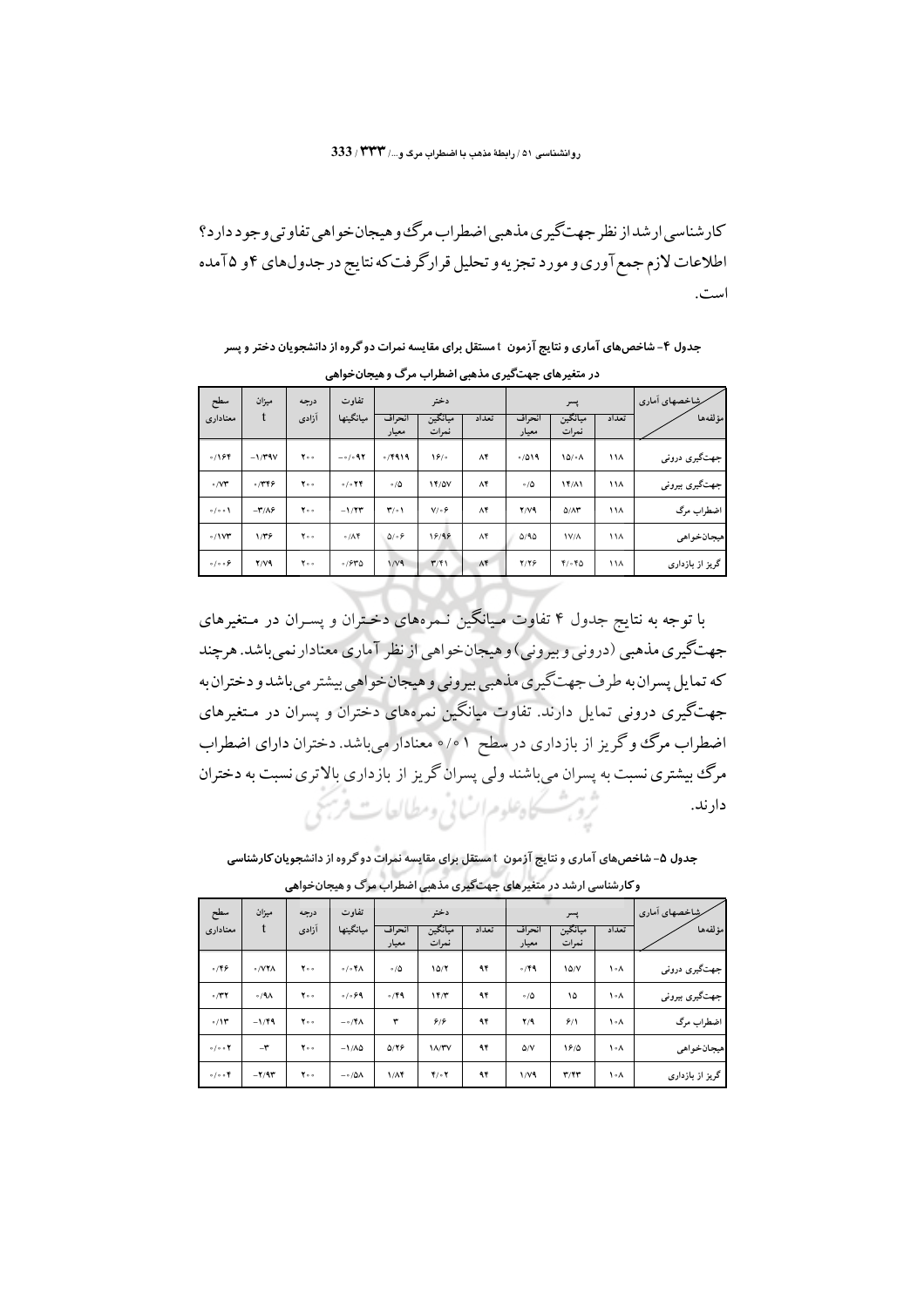کارشناسی ارشد از نظر جهت‌گیری مذهبی اضطراب مرگ و هیجان‌خواهی تفاوتی وجود دارد؟ اطلاعات لازم جمع‌آوری و مورد تجزیه و تحلیل قرارگرفت که نتایج در جدول‌های ۴ و ۵ آمده است.

**جدول ۴- شاخص‌های آماری و نتایج آزمون t مستقل برای مقایسه نمرات دو گروه از دانشجویان دختر و پسر در متغیرهای جهت‌گیری مذهبی اضطراب مرگ و هیجان‌خواهی**

| شاخصهای آماری / مؤلفه‌ها | پسر | | | دختر | | | تفاوت میانگینها | درجه آزادی | میزان t | سطح معناداری |
|---|---|---|---|---|---|---|---|---|---|---|
| | تعداد | میانگین نمرات | انحراف معیار | تعداد | میانگین نمرات | انحراف معیار | | | | |
| جهت‌گیری درونی | ۱۱۸ | ۱۵/۰۸ | ۰/۵۱۹ | ۸۴ | ۱۶/۰ | ۰/۴۹۱۹ | -۰/۰۹۲ | ۲۰۰ | -۱/۳۹۷ | ۰/۱۶۴ |
| جهت‌گیری بیرونی | ۱۱۸ | ۱۴/۸۱ | ۰/۵ | ۸۴ | ۱۴/۵۷ | ۰/۵ | ۰/۰۲۴ | ۲۰۰ | ۰/۳۴۶ | ۰/۷۳ |
| اضطراب مرگ | ۱۱۸ | ۵/۸۳ | ۲/۷۹ | ۸۴ | ۷/۰۶ | ۳/۰۱ | -۱/۲۳ | ۲۰۰ | -۳/۸۶ | ۰/۰۰۱ |
| هیجان‌خواهی | ۱۱۸ | ۱۷/۸ | ۵/۹۵ | ۸۴ | ۱۶/۹۶ | ۵/۰۶ | ۰/۸۴ | ۲۰۰ | ۱/۳۶ | ۰/۱۷۳ |
| گریز از بازداری | ۱۱۸ | ۴/۰۴۵ | ۲/۲۶ | ۸۴ | ۳/۴۱ | ۱/۷۹ | ۰/۶۳۵ | ۲۰۰ | ۲/۷۹ | ۰/۰۰۶ |

با توجه به نتایج جدول ۴ تفاوت میانگین نمره‌های دختران و پسران در متغیرهای جهت‌گیری مذهبی (درونی و بیرونی) و هیجان‌خواهی از نظر آماری معنادار نمی‌باشد. هرچند که تمایل پسران به طرف جهت‌گیری مذهبی بیرونی و هیجان‌خواهی بیشتر می‌باشد و دختران به جهت‌گیری درونی تمایل دارند. تفاوت میانگین نمره‌های دختران و پسران در متغیرهای اضطراب مرگ و گریز از بازداری در سطح ۰/۰۱ معنادار می‌باشد. دختران دارای اضطراب مرگ بیشتری نسبت به پسران می‌باشند ولی پسران گریز از بازداری بالاتری نسبت به دختران دارند.

**جدول ۵- شاخص‌های آماری و نتایج آزمون t مستقل برای مقایسه نمرات دو گروه از دانشجویان کارشناسی و کارشناسی ارشد در متغیرهای جهت‌گیری مذهبی اضطراب مرگ و هیجان‌خواهی**

| شاخصهای آماری / مؤلفه‌ها | پسر | | | دختر | | | تفاوت میانگینها | درجه آزادی | میزان t | سطح معناداری |
|---|---|---|---|---|---|---|---|---|---|---|
| | تعداد | میانگین نمرات | انحراف معیار | تعداد | میانگین نمرات | انحراف معیار | | | | |
| جهت‌گیری درونی | ۱۰۸ | ۱۵/۷ | ۰/۴۹ | ۹۴ | ۱۵/۲ | ۰/۵ | ۰/۰۴۸ | ۲۰۰ | ۰/۷۲۸ | ۰/۴۶ |
| جهت‌گیری بیرونی | ۱۰۸ | ۱۵ | ۰/۵ | ۹۴ | ۱۴/۳ | ۰/۴۹ | ۰/۰۶۹ | ۲۰۰ | ۰/۹۸ | ۰/۳۲ |
| اضطراب مرگ | ۱۰۸ | ۶/۱ | ۲/۹ | ۹۴ | ۶/۶ | ۳ | -۰/۴۸ | ۲۰۰ | -۱/۴۹ | ۰/۱۳ |
| هیجان‌خواهی | ۱۰۸ | ۱۶/۵ | ۵/۷ | ۹۴ | ۱۸/۳۷ | ۵/۲۶ | -۱/۸۵ | ۲۰۰ | -۳ | ۰/۰۰۲ |
| گریز از بازداری | ۱۰۸ | ۳/۴۳ | ۱/۷۹ | ۹۴ | ۴/۰۲ | ۱/۸۴ | -۰/۵۸ | ۲۰۰ | -۲/۹۳ | ۰/۰۰۴ |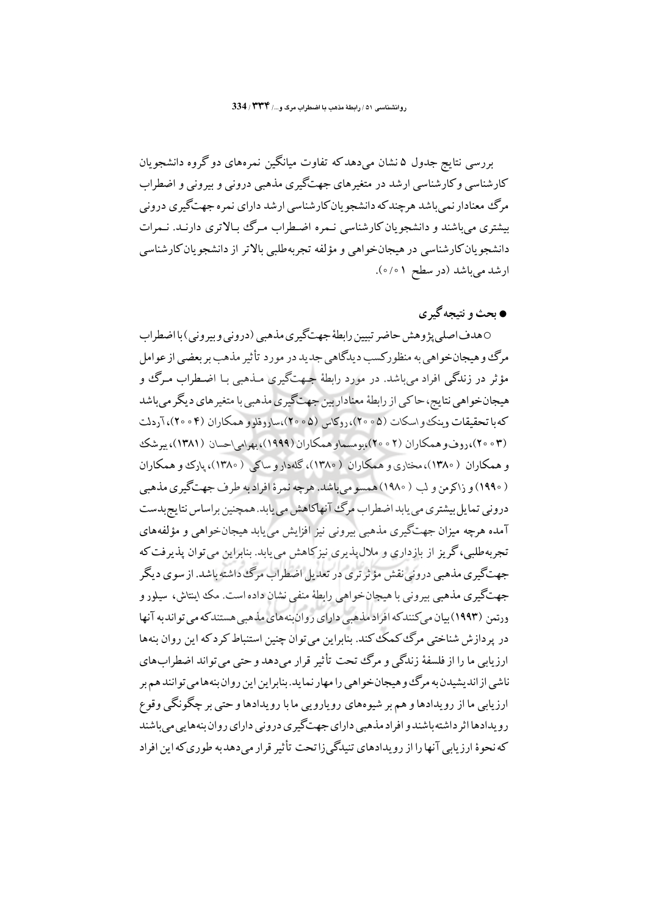بررسی نتایج جدول ۵ نشان می‌دهد که تفاوت میانگین نمره‌های دو گروه دانشجویان کارشناسی و کارشناسی ارشد در متغیرهای جهت‌گیری مذهبی درونی و بیرونی و اضطراب مرگ معنادار نمی‌باشد هرچند که دانشجویان کارشناسی ارشد دارای نمره جهت‌گیری درونی بیشتری می‌باشند و دانشجویان کارشناسی نمره اضطراب مرگ بالاتری دارند. نمرات دانشجویان کارشناسی در هیجان‌خواهی و مؤلفه تجربه‌طلبی بالاتر از دانشجویان کارشناسی ارشد می‌باشد (در سطح ۰/۰۱).

## ● بحث و نتیجه گیری

○ هدف اصلی پژوهش حاضر تبیین رابطهٔ جهت‌گیری مذهبی (درونی و بیرونی) با اضطراب مرگ و هیجان‌خواهی به منظور کسب دیدگاهی جدید در مورد تأثیر مذهب بر بعضی از عوامل مؤثر در زندگی افراد می‌باشد. در مورد رابطهٔ جهت‌گیری مذهبی با اضطراب مرگ و هیجان‌خواهی نتایج، حاکی از رابطهٔ معنادار بین جهت‌گیری مذهبی با متغیرهای دیگر می‌باشد که با تحقیقات وینک و اسکات (۲۰۰۵)، روکاس (۲۰۰۵)، ساروقلو و همکاران (۲۰۰۴)، آردلت (۲۰۰۳)، روف و همکاران (۲۰۰۲)، بومسما و همکاران (۱۹۹۹)، بهرامی احسان (۱۳۸۱)، بیرشک و همکاران (۱۳۸۰)، مختاری و همکاران (۱۳۸۰)، گله‌دار و ساکی (۱۳۸۰)، پارک و همکاران (۱۹۹۰) و زاکرمن و لب (۱۹۸۰) همسو می‌باشد. هرچه نمرهٔ افراد به طرف جهت‌گیری مذهبی درونی تمایل بیشتری می‌یابد اضطراب مرگ آنها کاهش می‌یابد. همچنین براساس نتایج بدست آمده هرچه میزان جهت‌گیری مذهبی بیرونی نیز افزایش می‌یابد هیجان‌خواهی و مؤلفه‌های تجربه‌طلبی، گریز از بازداری و ملال‌پذیری نیز کاهش می‌یابد. بنابراین می‌توان پذیرفت که جهت‌گیری مذهبی درونی نقش مؤثرتری در تعدیل اضطراب مرگ داشته باشد. از سوی دیگر جهت‌گیری مذهبی بیرونی با هیجان‌خواهی رابطهٔ منفی نشان داده است. مک اینتاش، سیلور و ورتمن (۱۹۹۳) بیان می‌کنند که افراد مذهبی دارای روان‌بنه‌های مذهبی هستند که می‌تواند به آنها در پردازش شناختی مرگ کمک کند. بنابراین می‌توان چنین استنباط کرد که این روان بنه‌ها ارزیابی ما را از فلسفهٔ زندگی و مرگ تحت تأثیر قرار می‌دهد و حتی می‌تواند اضطراب‌های ناشی از اندیشیدن به مرگ و هیجان‌خواهی را مهار نماید. بنابراین این روان‌بنه‌ها می‌توانند هم بر ارزیابی ما از رویدادها و هم بر شیوه‌های رویارویی ما با رویدادها و حتی بر چگونگی وقوع رویدادها اثر داشته باشند و افراد مذهبی دارای جهت‌گیری درونی دارای روان بنه‌هایی می‌باشند که نحوهٔ ارزیابی آنها را از رویدادهای تنیدگی‌زا تحت تأثیر قرار می‌دهد به طوری که این افراد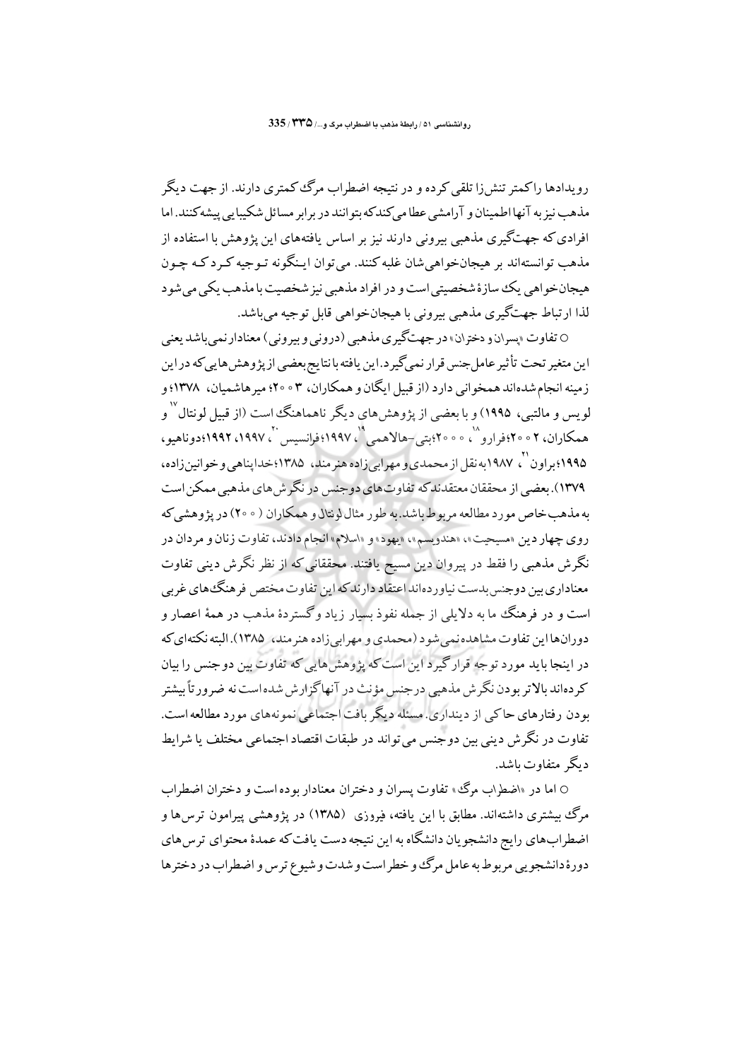رویدادها را کمتر تنش‌زا تلقی کرده و در نتیجه اضطراب مرگ کمتری دارند. از جهت دیگر مذهب نیز به آنها اطمینان و آرامشی عطا می‌کند که بتوانند در برابر مسائل شکیبایی پیشه کنند. اما افرادی که جهت‌گیری مذهبی بیرونی دارند نیز بر اساس یافته‌های این پژوهش با استفاده از مذهب توانسته‌اند بر هیجان‌خواهی‌شان غلبه کنند. می‌توان اینگونه توجیه کرد که چون هیجان‌خواهی یک سازهٔ شخصیتی است و در افراد مذهبی نیز شخصیت با مذهب یکی می‌شود لذا ارتباط جهت‌گیری مذهبی بیرونی با هیجان‌خواهی قابل توجیه می‌باشد.

○ تفاوت «پسران و دختران» در جهت‌گیری مذهبی (درونی و بیرونی) معنادار نمی‌باشد یعنی این متغیر تحت تأثیر عامل جنس قرار نمی‌گیرد. این یافته با نتایج بعضی از پژوهش‌هایی که در این زمینه انجام شده‌اند همخوانی دارد (از قبیل ایگان و همکاران، ۲۰۰۳؛ میرهاشمیان، ۱۳۷۸؛ و لویس و مالتبی، ۱۹۹۵) و با بعضی از پژوهش‌های دیگر ناهماهنگ است (از قبیل لونتال[17] و همکاران، ۲۰۰۲؛ فرارو[18]، ۲۰۰۰؛ بتی-هالاهمی[19]، ۱۹۹۷؛ فرانسیس[20]، ۱۹۹۷، ۱۹۹۲؛ دوناهیو، ۱۹۹۵؛ براون[21]، ۱۹۸۷ به نقل از محمدی و مهرابی‌زاده هنرمند، ۱۳۸۵؛ خداپناهی و خوانین‌زاده، ۱۳۷۹). بعضی از محققان معتقدند که تفاوت‌های دوجنس در نگرش‌های مذهبی ممکن است به مذهب خاص مورد مطالعه مربوط باشد. به طور مثال لونتال و همکاران (۲۰۰۰) در پژوهشی که روی چهار دین «مسیحیت»، «هندویسم»، «یهود» و «اسلام» انجام دادند، تفاوت زنان و مردان در نگرش مذهبی را فقط در پیروان دین مسیح یافتند. محققانی که از نظر نگرش دینی تفاوت معناداری بین دوجنس بدست نیاورده‌اند اعتقاد دارند که این تفاوت مختص فرهنگ‌های غربی است و در فرهنگ ما به دلایلی از جمله نفوذ بسیار زیاد و گستردهٔ مذهب در همهٔ اعصار و دوران‌ها این تفاوت مشاهده نمی‌شود (محمدی و مهرابی‌زاده هنرمند، ۱۳۸۵). البته نکته‌ای که در اینجا باید مورد توجه قرار گیرد این است که پژوهش‌هایی که تفاوت بین دوجنس را بیان کرده‌اند بالاتر بودن نگرش مذهبی در جنس مؤنث در آنها گزارش شده است نه ضرورتاً بیشتر بودن رفتارهای حاکی از دینداری. مسئله دیگر بافت اجتماعی نمونه‌های مورد مطالعه است. تفاوت در نگرش دینی بین دوجنس می‌تواند در طبقات اقتصاد اجتماعی مختلف یا شرایط دیگر متفاوت باشد.

○ اما در «اضطراب مرگ» تفاوت پسران و دختران معنادار بوده است و دختران اضطراب مرگ بیشتری داشته‌اند. مطابق با این یافته، فیروزی (۱۳۸۵) در پژوهشی پیرامون ترس‌ها و اضطراب‌های رایج دانشجویان دانشگاه به این نتیجه دست یافت که عمدهٔ محتوای ترس‌های دورهٔ دانشجویی مربوط به عامل مرگ و خطر است و شدت و شیوع ترس و اضطراب در دخترها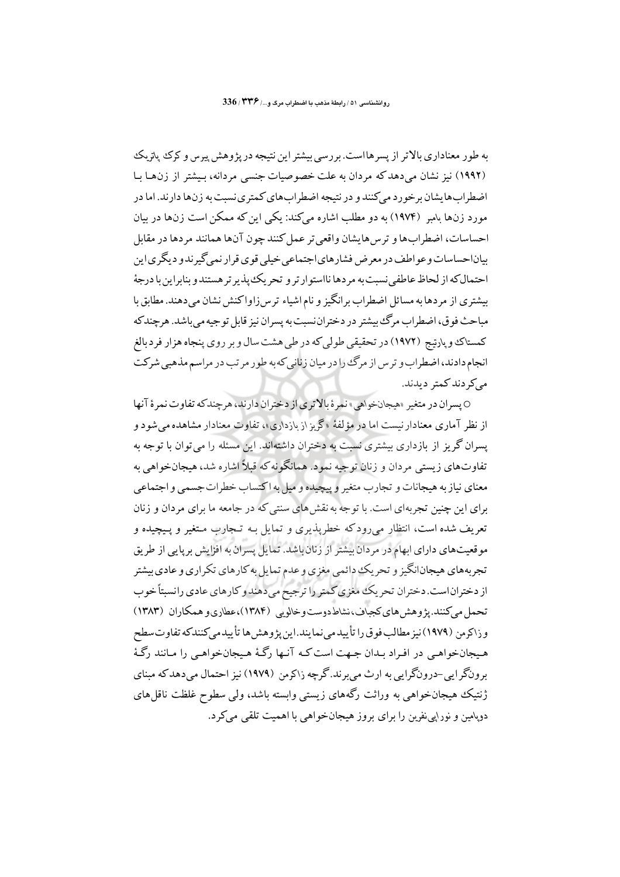به طور معناداری بالاتر از پسرهااست. بررسی بیشتر این نتیجه در پژوهش پیرس و کوک پاتریک (۱۹۹۲) نیز نشان می‌دهد که مردان به علت خصوصیات جنسی مردانه، بیشتر از زن‌ها با اضطراب‌هایشان برخورد می‌کنند و در نتیجه اضطراب‌های کمتری نسبت به زن‌ها دارند. اما در مورد زن‌ها بامبر (۱۹۷۴) به دو مطلب اشاره می‌کند: یکی این که ممکن است زن‌ها در بیان احساسات، اضطراب‌ها و ترس‌هایشان واقعی‌تر عمل کنند چون آنها همانند مردها در مقابل بیان‌احساسات و عواطف در معرض فشارهای اجتماعی خیلی قوی قرار نمی‌گیرند و دیگری این احتمال‌که از لحاظ عاطفی نسبت به مردها نااستوارتر و تحریک‌پذیرتر هستند و بنابراین با درجهٔ بیشتری از مردها به مسائل اضطراب برانگیز و نام اشیاء ترس‌زاواکنش نشان می‌دهند. مطابق با مباحث فوق، اضطراب مرگ بیشتر در دختران‌نسبت به پسران نیز قابل توجیه می‌باشد. هرچندکه کمستاک و پارتیج (۱۹۷۲) در تحقیقی طولی‌که در طی هشت سال و بر روی پنجاه هزار فرد بالغ انجام‌دادند، اضطراب و ترس از مرگ را در میان زنانی‌که به‌طور مرتب در مراسم مذهبی شرکت می‌کردند کمتر دیدند.

○ پسران در متغیر «هیجان‌خواهی» نمرهٔ بالاتری از دختران دارند، هرچندکه تفاوت نمرهٔ آنها از نظر آماری معنادار نیست اما در مؤلفهٔ «گریز از بازداری»، تفاوت معنادار مشاهده می‌شود و پسران گریز از بازداری بیشتری نسبت به دختران داشته‌اند. این مسئله را می‌توان با توجه به تفاوت‌های زیستی مردان و زنان توجیه نمود. همانگونه که قبلاً اشاره شد، هیجان‌خواهی به معنای نیاز به هیجانات و تجارب متغیر و پیچیده و میل به اکتساب خطرات جسمی و اجتماعی برای این چنین تجربه‌ای است. با توجه به نقش‌های سنتی که در جامعه ما برای مردان و زنان تعریف شده است، انتظار می‌رود که خطرپذیری و تمایل بـه تـجارب مـتغیر و پـیچیده و موقعیت‌های دارای ابهام در مردان بیشتر از زنان باشد. تمایل پسران به افزایش برپایی از طریق تجربه‌های هیجان‌انگیز و تحریک دائمی مغزی و عدم تمایل به کارهای تکراری و عادی بیشتر از دختران است. دختران تحریک مغزی کمتر را ترجیح می‌دهند و کارهای عادی را نسبتاً خوب تحمل می‌کنند. پژوهش‌های کجباف، نشاط‌دوست و خالویی (۱۳۸۴)، عطاری و همکاران (۱۳۸۳) و زاکرمن (۱۹۷۹) نیز مطالب فوق را تأیید می‌نمایند. این پژوهش‌ها تأیید می‌کنند که تفاوت سطح هـیجان‌خواهـی در افـراد بـدان جـهت است کـه آنـها رگـهٔ هـیجان‌خواهـی را مـانند رگـهٔ برونگرایی-درونگرایی به ارث می‌برند. گرچه زاکرمن (۱۹۷۹) نیز احتمال می‌دهد که مبنای ژنتیک هیجان‌خواهی به وراثت رگه‌های زیستی وابسته باشد، ولی سطوح غلظت ناقل‌های دوپامین و نوراپی‌نفرین را برای بروز هیجان‌خواهی با اهمیت تلقی می‌کرد.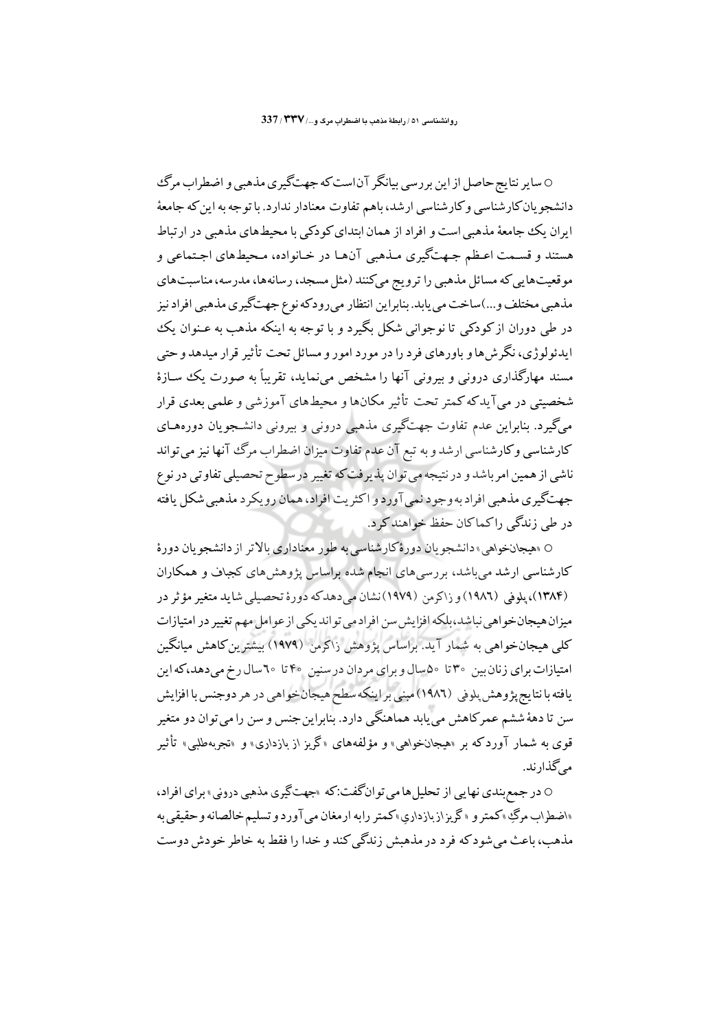○ سایر نتایج حاصل از این بررسی بیانگر آن است که جهت‌گیری مذهبی و اضطراب مرگ دانشجویان کارشناسی و کارشناسی ارشد، باهم تفاوت معنادار ندارد. با توجه به این که جامعهٔ ایران یک جامعهٔ مذهبی است و افراد از همان ابتدای کودکی با محیط‌های مذهبی در ارتباط هستند و قسمت اعظم جهت‌گیری مذهبی آن‌ها در خانواده، محیط‌های اجتماعی و موقعیت‌هایی که مسائل مذهبی را ترویج می‌کنند (مثل مسجد، رسانه‌ها، مدرسه، مناسبت‌های مذهبی مختلف و...) ساخت می‌یابد. بنابراین انتظار می‌رود که نوع جهت‌گیری مذهبی افراد نیز در طی دوران از کودکی تا نوجوانی شکل بگیرد و با توجه به اینکه مذهب به عنوان یک ایدئولوژی، نگرش‌ها و باورهای فرد را در مورد امور و مسائل تحت تأثیر قرار میدهد و حتی مسند مهارگذاری درونی و بیرونی آنها را مشخص می‌نماید، تقریباً به صورت یک سازهٔ شخصیتی در می‌آید که کمتر تحت تأثیر مکان‌ها و محیط‌های آموزشی و علمی بعدی قرار می‌گیرد. بنابراین عدم تفاوت جهت‌گیری مذهبی درونی و بیرونی دانشجویان دوره‌های کارشناسی و کارشناسی ارشد و به تبع آن عدم تفاوت میزان اضطراب مرگ آنها نیز می‌تواند ناشی از همین امر باشد و در نتیجه می‌توان پذیرفت که تغییر در سطوح تحصیلی تفاوتی در نوع جهت‌گیری مذهبی افراد به وجود نمی‌آورد و اکثریت افراد، همان رویکرد مذهبی شکل یافته در طی زندگی را کماکان حفظ خواهند کرد.

○ «هیجان‌خواهی» دانشجویان دورهٔ کارشناسی به طور معناداری بالاتر از دانشجویان دورهٔ کارشناسی ارشد می‌باشد، بررسی‌های انجام شده براساس پژوهش‌های کجباف و همکاران (۱۳۸۴)، پلوفی (۱۹۸۶) و زاکرمن (۱۹۷۹) نشان می‌دهد که دورهٔ تحصیلی شاید متغیر مؤثر در میزان هیجان‌خواهی نباشد، بلکه افزایش سن افراد می‌تواند یکی از عوامل مهم تغییر در امتیازات کلی هیجان‌خواهی به شمار آید. براساس پژوهش زاکرمن (۱۹۷۹) بیشترین کاهش میانگین امتیازات برای زنان بین ۳۰ تا ۵۰ سال و برای مردان در سنین ۴۰ تا ۶۰ سال رخ می‌دهد، که این یافته با نتایج پژوهش پلوفی (۱۹۸۶) مبنی بر اینکه سطح هیجان‌خواهی در هر دوجنس با افزایش سن تا دههٔ ششم عمر کاهش می‌یابد هماهنگی دارد. بنابراین جنس و سن را می‌توان دو متغیر قوی به شمار آورد که بر «هیجان‌خواهی» و مؤلفه‌های «گریز از بازداری» و «تجربه‌طلبی» تأثیر می‌گذارند.

○ در جمع‌بندی نهایی از تحلیل‌ها می‌توان گفت: که «جهت‌گیری مذهبی درونی» برای افراد، «اضطراب مرگ» کمتر و «گریز از بازداری» کمتر را به ارمغان می‌آورد و تسلیم خالصانه و حقیقی به مذهب، باعث می‌شود که فرد در مذهبش زندگی کند و خدا را فقط به خاطر خودش دوست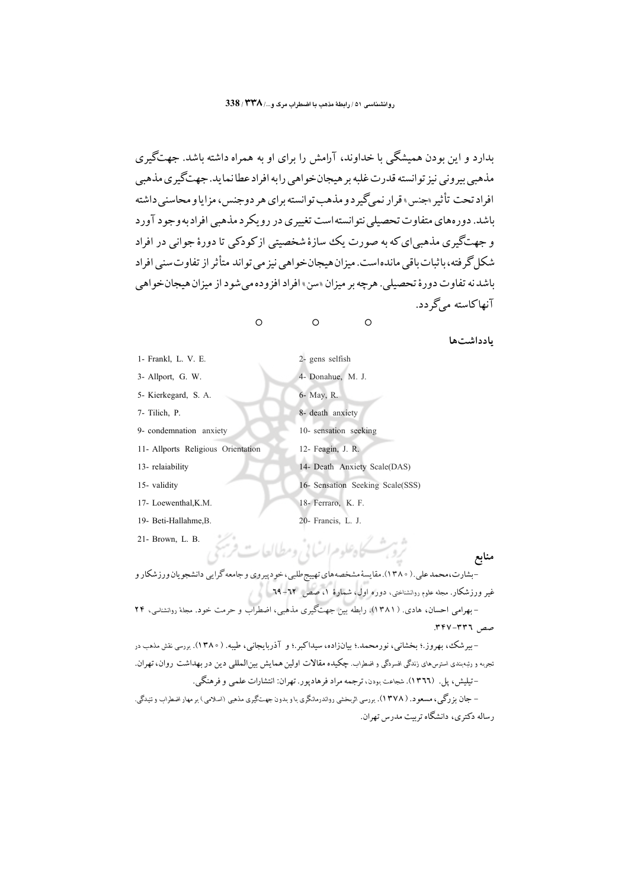بدارد و این بودن همیشگی با خداوند، آرامش را برای او به همراه داشته باشد. جهت‌گیری مذهبی بیرونی نیز توانسته قدرت غلبه بر هیجان‌خواهی را به افراد عطا نماید. جهت‌گیری مذهبی افراد تحت تأثیر «جنس» قرار نمی‌گیرد و مذهب توانسته برای هر دوجنس، مزایا و محاسنی داشته باشد. دوره‌های متفاوت تحصیلی نتوانسته است تغییری در رویکرد مذهبی افراد به وجود آورد و جهت‌گیری مذهبی‌ای که به صورت یک سازهٔ شخصیتی از کودکی تا دورهٔ جوانی در افراد شکل گرفته، باثبات باقی مانده است. میزان هیجان‌خواهی نیز می‌تواند متأثر از تفاوت سنی افراد باشد نه تفاوت دورهٔ تحصیلی. هرچه بر میزان «سن» افراد افزوده می‌شود از میزان هیجان‌خواهی آنها کاسته می‌گردد.

○ ○ ○

## یادداشت‌ها

1- Frankl, L. V. E.
2- gens selfish
3- Allport, G. W.
4- Donahue, M. J.
5- Kierkegard, S. A.
6- May, R.
7- Tilich, P.
8- death anxiety
9- condemnation anxiety
10- sensation seeking
11- Allports Religious Orientation
12- Feagin, J. R.
13- relaiability
14- Death Anxiety Scale(DAS)
15- validity
16- Sensation Seeking Scale(SSS)
17- Loewenthal,K.M.
18- Ferraro, K. F.
19- Beti-Hallahme,B.
20- Francis, L. J.
21- Brown, L. B.

## منابع

- بشارت، محمد علی. (۱۳۸۰). مقایسهٔ مشخصه‌های تهییج‌طلبی، خودپیروی و جامعه‌گرایی دانشجویان ورزشکار و غیر ورزشکار. مجله علوم روانشناختی، دوره اول، شمارهٔ ۱، صص ۶۲-۶۹

- بهرامی احسان، هادی. (۱۳۸۱). رابطه بین جهت‌گیری مذهبی، اضطراب و حرمت خود. مجلهٔ روانشناسی، ۲۴ صص ۳۳۶-۳۴۷.

- بیرشک، بهروز.؛ بخشانی، نورمحمد.؛ بیانزاده، سیداکبر.؛ و آذربایجانی، طیبه. (۱۳۸۰). بررسی نقش مذهب در تجربه و رتبه‌بندی استرس‌های زندگی افسردگی و اضطراب. چکیده مقالات اولین همایش بین‌المللی دین در بهداشت روان، تهران.

- تیلیش، پل. (۱۳۶۶). شجاعت بودن، ترجمه مراد فرهادپور. تهران: انتشارات علمی و فرهنگی.

- جان بزرگی، مسعود. (۱۳۷۸). بررسی اثربخشی روان‌درمانگری با و بدون جهت‌گیری مذهبی (اسلامی) بر مهار اضطراب و تنیدگی. رساله دکتری، دانشگاه تربیت مدرس تهران.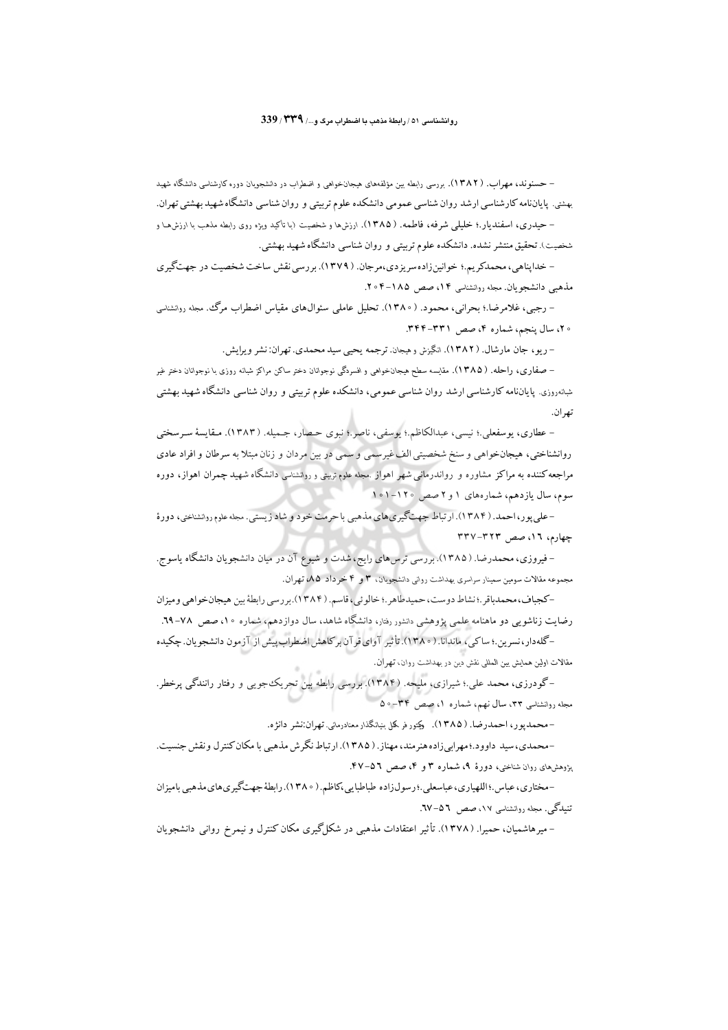- حسنوند، مهراب. (۱۳۸۲). بررسی رابطه بین مؤلفه‌های هیجان‌خواهی و اضطراب در دانشجویان دوره کارشناسی دانشگاه شهید بهشتی. پایان‌نامه کارشناسی ارشد روان شناسی عمومی دانشکده علوم تربیتی و روان شناسی دانشگاه شهید بهشتی تهران.

- حیدری، اسفندیار.؛ خلیلی شرفه، فاطمه. (۱۳۸۵). ارزش‌ها و شخصیت (با تأکید ویژه روی رابطه مذهب با ارزش‌ها و شخصیت). تحقیق منتشر نشده. دانشکده علوم تربیتی و روان شناسی دانشگاه شهید بهشتی.

- خداپناهی، محمدکریم.؛ خوانین‌زاده‌سریزدی،مرجان. (۱۳۷۹). بررسی نقش ساخت شخصیت در جهت‌گیری مذهبی دانشجویان. مجله روانشناسی ۱۴، صص ۱۸۵-۲۰۴.

- رجبی، غلامرضا.؛ بحرانی، محمود. (۱۳۸۰). تحلیل عاملی سئوال‌های مقیاس اضطراب مرگ. مجله روانشناسی ۲۰، سال پنجم، شماره ۴، صص ۳۳۱-۳۴۴.

- ریو، جان مارشال. (۱۳۸۲). انگیزش و هیجان. ترجمه یحیی سید محمدی. تهران: نشر ویرایش.

- صفاری، راحله. (۱۳۸۵). مقایسه سطح هیجان‌خواهی و افسردگی نوجوانان دختر ساکن مراکز شبانه روزی با نوجوانان دختر غیر شبانه‌روزی. پایان‌نامه کارشناسی ارشد روان شناسی عمومی، دانشکده علوم تربیتی و روان شناسی دانشگاه شهید بهشتی تهران.

- عطاری، یوسفعلی.؛ نیسی، عبدالکاظم.؛ یوسفی، ناصر.؛ نبوی حصار، جـمیله. (۱۳۸۳). مـقایسهٔ سـرسختی روانشناختی، هیجان‌خواهی و سنخ شخصیتی الف غیرسمی و سمی در بین مردان و زنان مبتلا به سرطان و افراد عادی مراجعه‌کننده به مراکز مشاوره و رواندرمانی شهر اهواز .مجله علوم تربیتی و روانشناسی دانشگاه شهید چمران اهواز، دوره سوم، سال یازدهم، شماره‌های ۱ و ۲ صص ۱۲۰-۱۰۱

- علی‌پور، احمد. (۱۳۸۴). ارتباط جهت‌گیری‌های مذهبی با حرمت خود و شاد زیستی. مجله علوم روانشناختی، دورهٔ چهارم، ۱۶، صص ۳۲۳-۳۳۷

- فیروزی، محمدرضا. (۱۳۸۵). بررسی ترس‌های رایج، شدت و شیوع آن در میان دانشجویان دانشگاه یاسوج. مجموعه مقالات سومین سمینار سراسری بهداشت روانی دانشجویان، ۳ و ۴ خرداد ۸۵، تهران.

- کجباف، محمدباقر.؛ نشاط دوست، حمیدطاهر.؛ خالوئی، قاسم. (۱۳۸۴). بررسی رابطهٔ بین هیجان‌خواهی ومیزان رضایت زناشویی دو ماهنامه علمی پژوهشی دانشور رفتار، دانشگاه شاهد، سال دوازدهم، شماره ۱۰، صص ۷۸-۶۹.

- گله‌دار، نسرین.؛ ساکی، ماندانا. (۱۳۸۰). تأثیر آوای قرآن بر کاهش اضطراب پیش از آزمون دانشجویان. چکیده مقالات اولین همایش بین المللی نقش دین در بهداشت روان، تهران.

- گودرزی، محمد علی.؛ شیرازی، ملیحه. (۱۳۸۴). بررسی رابطه بین تحریک‌جویی و رفتار رانندگی پرخطر. مجله روانشناسی ۳۳، سال نهم، شماره ۱، صص ۳۴-۵۰

- محمدپور، احمدرضا. (۱۳۸۵). ویکتور فرانکل بنیانگذار معنادرمانی. تهران: نشر دانژه.

- محمدی، سید داوود.؛ مهرابی‌زاده هنرمند، مهناز. (۱۳۸۵). ارتباط نگرش مذهبی با مکان کنترل و نقش جنسیت. پژوهش‌های روان شناختی، دورهٔ ۹، شماره ۳ و ۴، صص ۵۶-۴۷.

- مختاری، عباس.؛ اللهیاری، عباسعلی.؛ رسول‌زاده طباطبایی، کاظم. (۱۳۸۰). رابطهٔ جهت‌گیری‌های مذهبی با میزان تنیدگی. مجله روانشناسی ۱۷، صص ۵۶-۶۷.

- میرهاشمیان، حمیرا. (۱۳۷۸). تأثیر اعتقادات مذهبی در شکل‌گیری مکان کنترل و نیمرخ روانی دانشجویان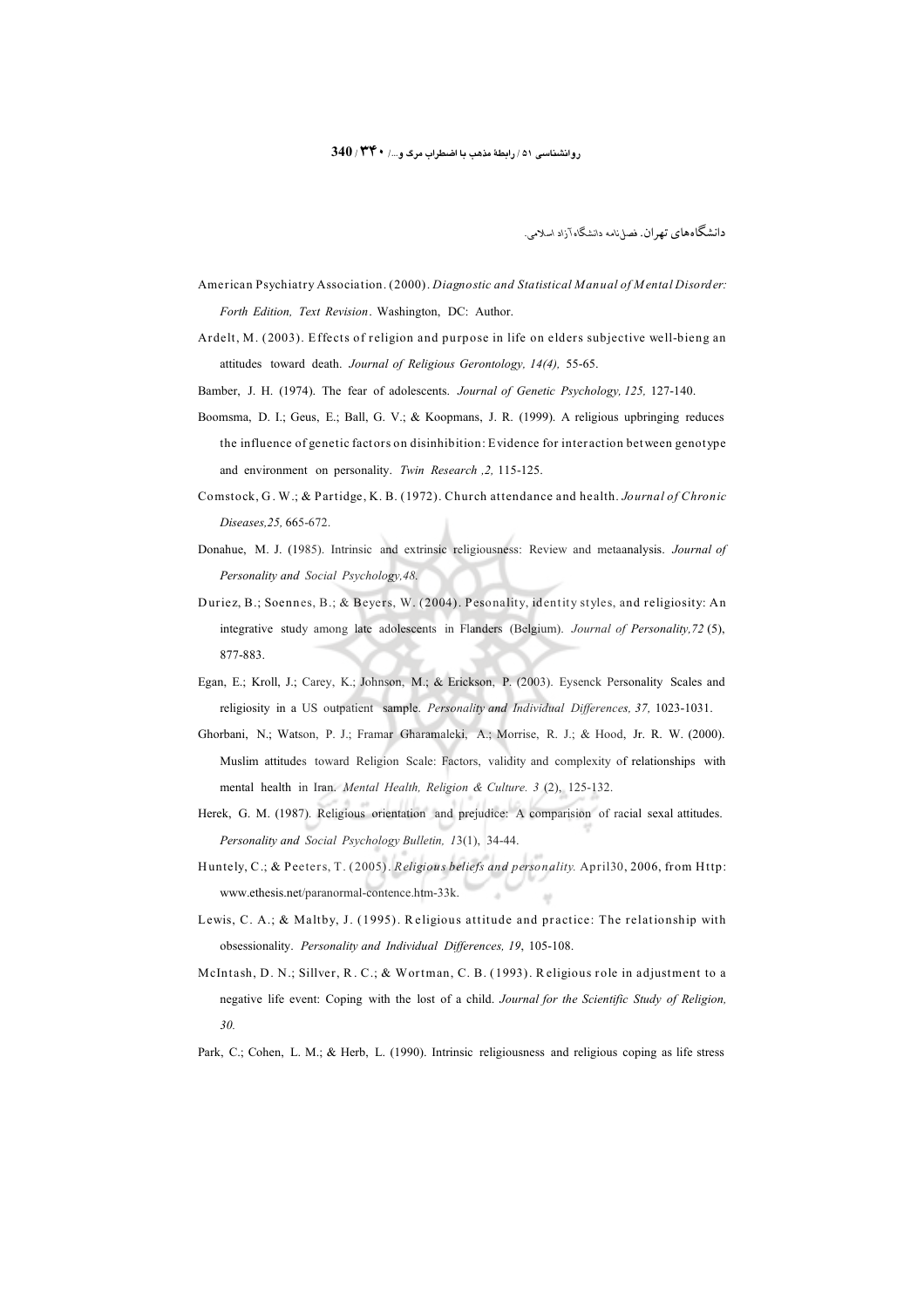دانشگاه‌های تهران. فصل‌نامه دانشگاه آزاد اسلامی.

American Psychiatry Association. (2000). *Diagnostic and Statistical Manual of Mental Disorder: Forth Edition, Text Revision*. Washington, DC: Author.

Ardelt, M. (2003). Effects of religion and purpose in life on elders subjective well-bieng an attitudes toward death. *Journal of Religious Gerontology, 14(4),* 55-65.

Bamber, J. H. (1974). The fear of adolescents. *Journal of Genetic Psychology, 125,* 127-140.

Boomsma, D. I.; Geus, E.; Ball, G. V.; & Koopmans, J. R. (1999). A religious upbringing reduces the influence of genetic factors on disinhibition: Evidence for interaction between genotype and environment on personality. *Twin Research ,2,* 115-125.

Comstock, G. W.; & Partidge, K. B. (1972). Church attendance and health. *Journal of Chronic Diseases,25,* 665-672.

Donahue, M. J. (1985). Intrinsic and extrinsic religiousness: Review and metaanalysis. *Journal of Personality and Social Psychology,48.*

Duriez, B.; Soennes, B.; & Beyers, W. (2004). Pesonality, identity styles, and religiosity: An integrative study among late adolescents in Flanders (Belgium). *Journal of Personality,72* (5), 877-883.

Egan, E.; Kroll, J.; Carey, K.; Johnson, M.; & Erickson, P. (2003). Eysenck Personality Scales and religiosity in a US outpatient sample. *Personality and Individual Differences, 37,* 1023-1031.

Ghorbani, N.; Watson, P. J.; Framar Gharamaleki, A.; Morrise, R. J.; & Hood, Jr. R. W. (2000). Muslim attitudes toward Religion Scale: Factors, validity and complexity of relationships with mental health in Iran. *Mental Health, Religion & Culture. 3* (2), 125-132.

Herek, G. M. (1987). Religious orientation and prejudice: A comparision of racial sexal attitudes. *Personality and Social Psychology Bulletin, 13*(1), 34-44.

Huntely, C.; & Peeters, T. (2005). *Religious beliefs and personality.* April30, 2006, from Http: www.ethesis.net/paranormal-contence.htm-33k.

Lewis, C. A.; & Maltby, J. (1995). Religious attitude and practice: The relationship with obsessionality. *Personality and Individual Differences, 19,* 105-108.

McIntash, D. N.; Sillver, R. C.; & Wortman, C. B. (1993). Religious role in adjustment to a negative life event: Coping with the lost of a child. *Journal for the Scientific Study of Religion, 30.*

Park, C.; Cohen, L. M.; & Herb, L. (1990). Intrinsic religiousness and religious coping as life stress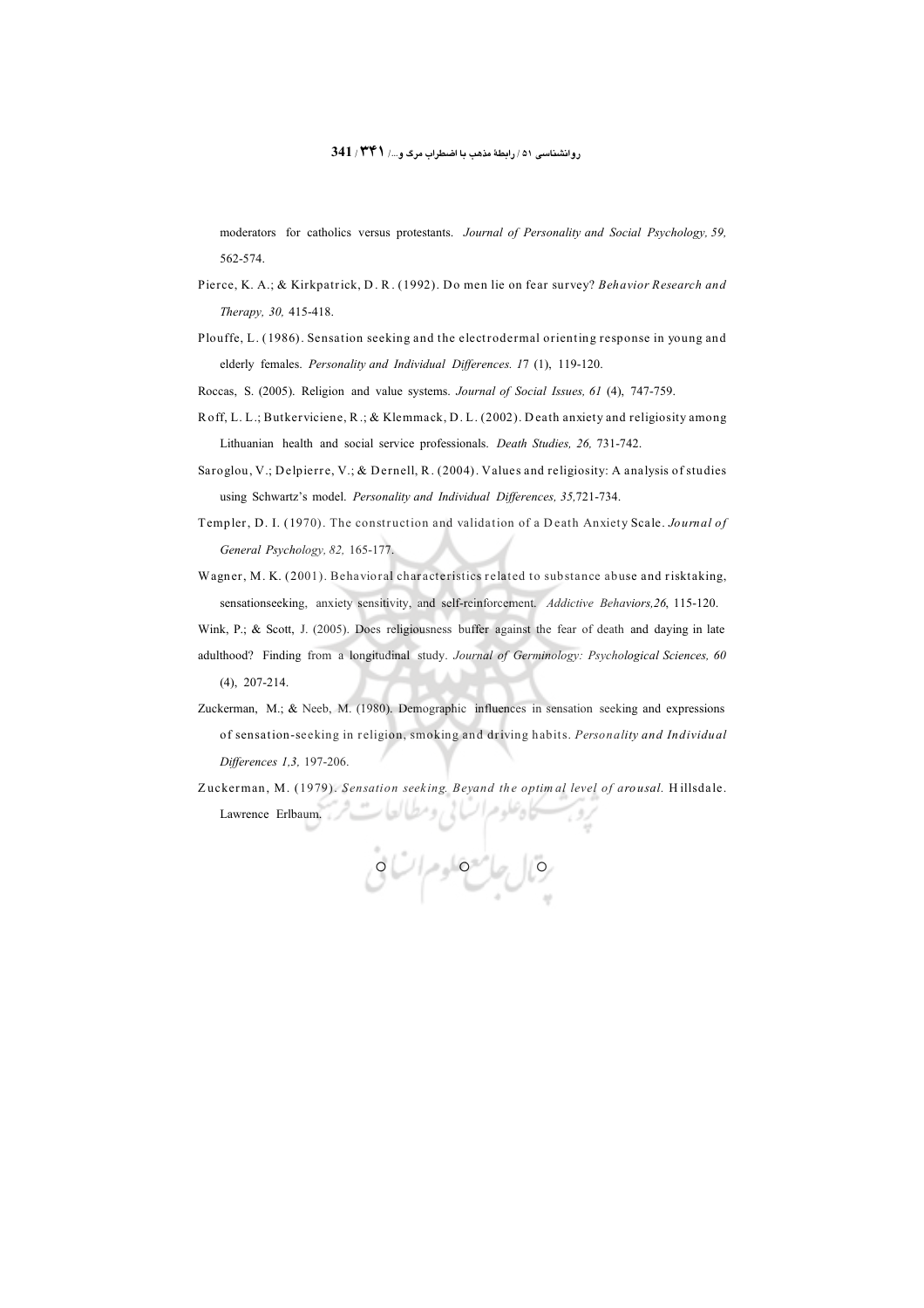moderators for catholics versus protestants. *Journal of Personality and Social Psychology, 59,* 562-574.

Pierce, K. A.; & Kirkpatrick, D. R. (1992). Do men lie on fear survey? *Behavior Research and Therapy, 30,* 415-418.

Plouffe, L. (1986). Sensation seeking and the electrodermal orienting response in young and elderly females. *Personality and Individual Differences. 1*7 (1), 119-120.

Roccas, S. (2005). Religion and value systems. *Journal of Social Issues, 61* (4), 747-759.

Roff, L. L.; Butkerviciene, R.; & Klemmack, D. L. (2002). Death anxiety and religiosity among Lithuanian health and social service professionals. *Death Studies, 26,* 731-742.

Saroglou, V.; Delpierre, V.; & Dernell, R. (2004). Values and religiosity: A analysis of studies using Schwartz's model. *Personality and Individual Differences, 35,*721-734.

Templer, D. I. (1970). The construction and validation of a Death Anxiety Scale. *Journal of General Psychology, 82,* 165-177.

Wagner, M. K. (2001). Behavioral characteristics related to substance abuse and risktaking, sensationseeking, anxiety sensitivity, and self-reinforcement. *Addictive Behaviors,26*, 115-120.

Wink, P.; & Scott, J. (2005). Does religiousness buffer against the fear of death and daying in late adulthood? Finding from a longitudinal study. *Journal of Germinology: Psychological Sciences, 60* (4), 207-214.

Zuckerman, M.; & Neeb, M. (1980). Demographic influences in sensation seeking and expressions of sensation-seeking in religion, smoking and driving habits. *Personality and Individual Differences 1,3,* 197-206.

Zuckerman, M. (1979). *Sensation seeking. Beyand the optimal level of arousal.* Hillsdale. Lawrence Erlbaum.